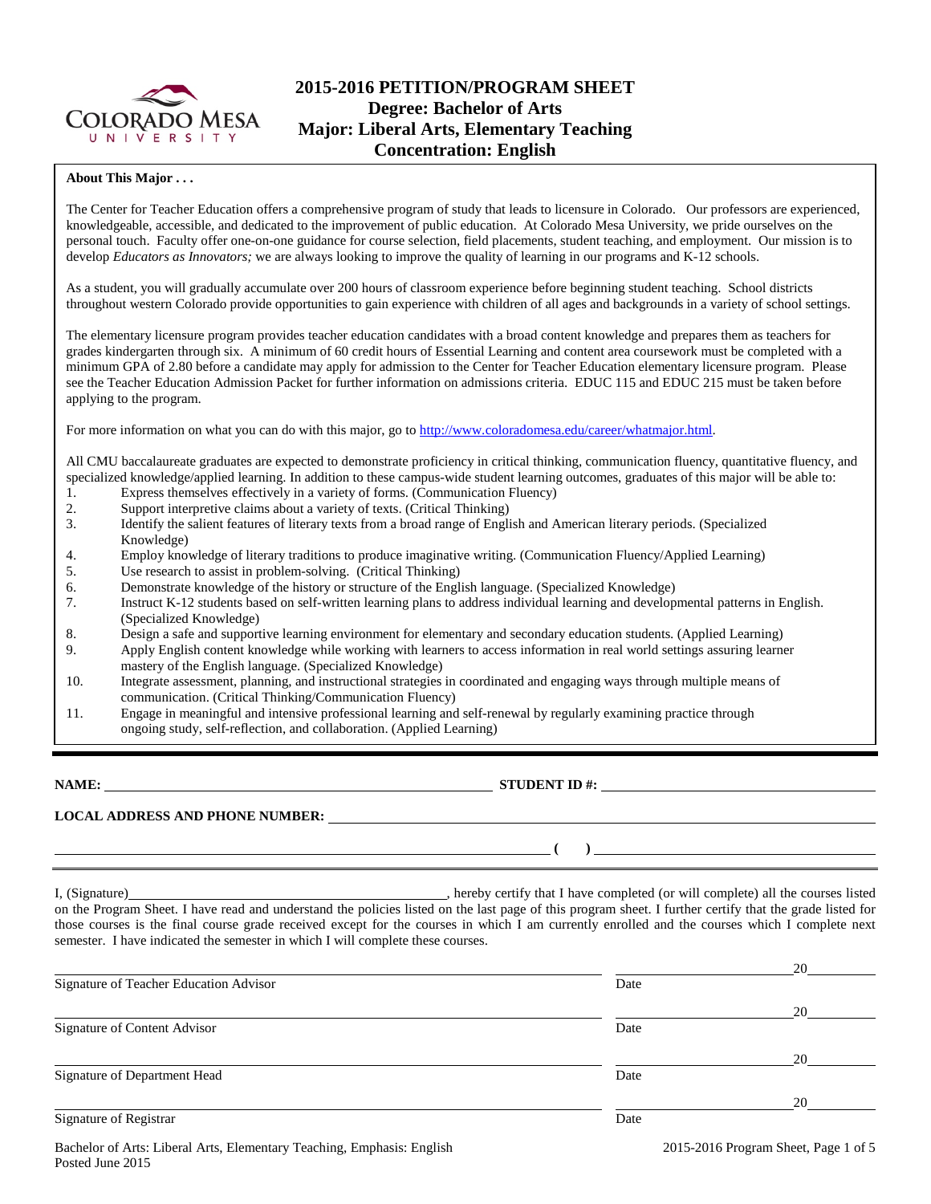# 2015-2016 PETITION/PROGRAM SHEET
## Degree: Bachelor of Arts
## Major: Liberal Arts, Elementary Teaching
## Concentration: English

**About This Major . . .**

The Center for Teacher Education offers a comprehensive program of study that leads to licensure in Colorado. Our professors are experienced, knowledgeable, accessible, and dedicated to the improvement of public education. At Colorado Mesa University, we pride ourselves on the personal touch. Faculty offer one-on-one guidance for course selection, field placements, student teaching, and employment. Our mission is to develop *Educators as Innovators;* we are always looking to improve the quality of learning in our programs and K-12 schools.

As a student, you will gradually accumulate over 200 hours of classroom experience before beginning student teaching. School districts throughout western Colorado provide opportunities to gain experience with children of all ages and backgrounds in a variety of school settings.

The elementary licensure program provides teacher education candidates with a broad content knowledge and prepares them as teachers for grades kindergarten through six. A minimum of 60 credit hours of Essential Learning and content area coursework must be completed with a minimum GPA of 2.80 before a candidate may apply for admission to the Center for Teacher Education elementary licensure program. Please see the Teacher Education Admission Packet for further information on admissions criteria. EDUC 115 and EDUC 215 must be taken before applying to the program.

For more information on what you can do with this major, go to http://www.coloradomesa.edu/career/whatmajor.html.

All CMU baccalaureate graduates are expected to demonstrate proficiency in critical thinking, communication fluency, quantitative fluency, and specialized knowledge/applied learning. In addition to these campus-wide student learning outcomes, graduates of this major will be able to:

1. Express themselves effectively in a variety of forms. (Communication Fluency)
2. Support interpretive claims about a variety of texts. (Critical Thinking)
3. Identify the salient features of literary texts from a broad range of English and American literary periods. (Specialized Knowledge)
4. Employ knowledge of literary traditions to produce imaginative writing. (Communication Fluency/Applied Learning)
5. Use research to assist in problem-solving. (Critical Thinking)
6. Demonstrate knowledge of the history or structure of the English language. (Specialized Knowledge)
7. Instruct K-12 students based on self-written learning plans to address individual learning and developmental patterns in English. (Specialized Knowledge)
8. Design a safe and supportive learning environment for elementary and secondary education students. (Applied Learning)
9. Apply English content knowledge while working with learners to access information in real world settings assuring learner mastery of the English language. (Specialized Knowledge)
10. Integrate assessment, planning, and instructional strategies in coordinated and engaging ways through multiple means of communication. (Critical Thinking/Communication Fluency)
11. Engage in meaningful and intensive professional learning and self-renewal by regularly examining practice through ongoing study, self-reflection, and collaboration. (Applied Learning)

---

**NAME:** ______________________________ **STUDENT ID #:** ______________________________

**LOCAL ADDRESS AND PHONE NUMBER:** ______________________________

______________________________ **( )** ______________________________

I, (Signature)______________________________, hereby certify that I have completed (or will complete) all the courses listed on the Program Sheet. I have read and understand the policies listed on the last page of this program sheet. I further certify that the grade listed for those courses is the final course grade received except for the courses in which I am currently enrolled and the courses which I complete next semester. I have indicated the semester in which I will complete these courses.

______________________________ ______________ 20______
Signature of Teacher Education Advisor Date

______________________________ ______________ 20______
Signature of Content Advisor Date

______________________________ ______________ 20______
Signature of Department Head Date

______________________________ ______________ 20______
Signature of Registrar Date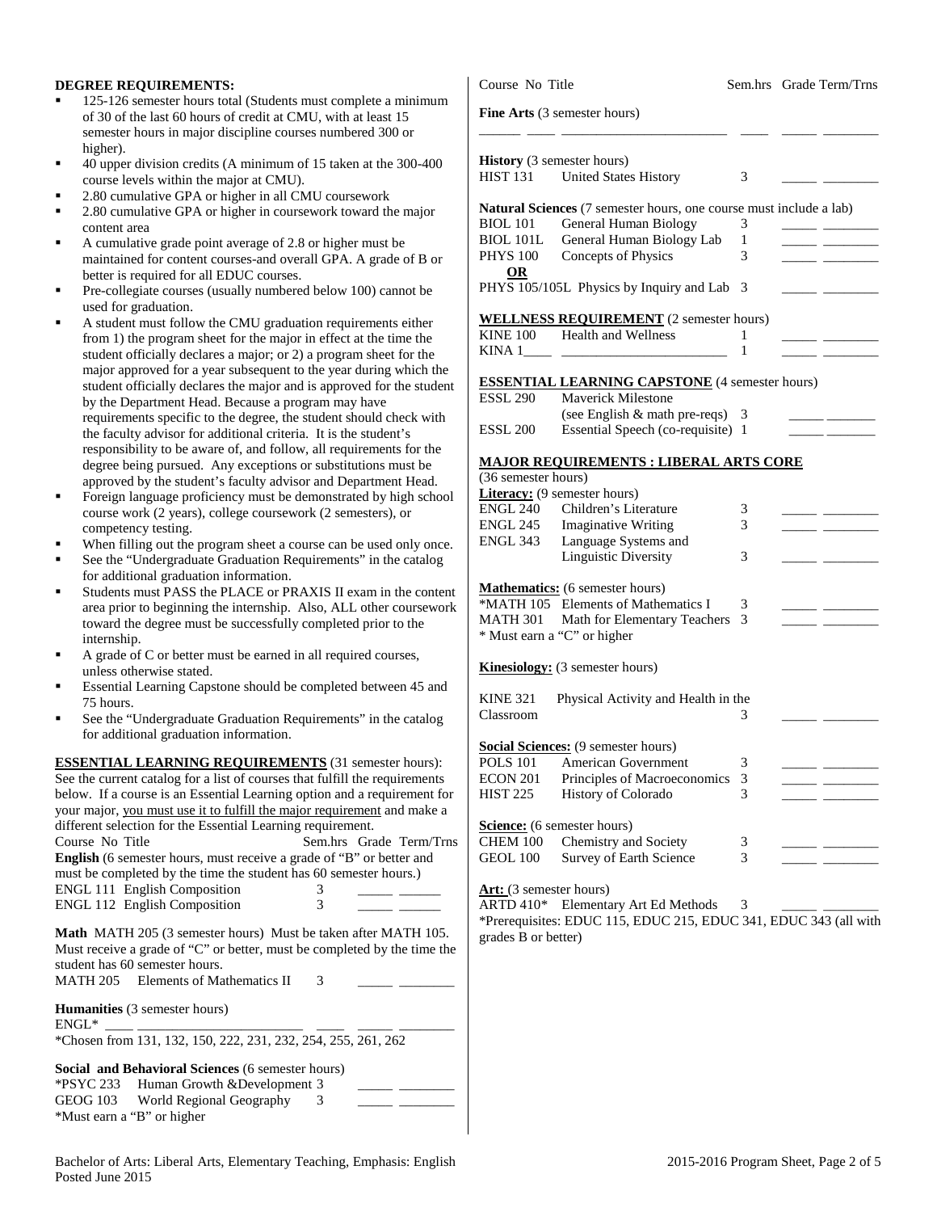## DEGREE REQUIREMENTS:

- 125-126 semester hours total (Students must complete a minimum of 30 of the last 60 hours of credit at CMU, with at least 15 semester hours in major discipline courses numbered 300 or higher).
- 40 upper division credits (A minimum of 15 taken at the 300-400 course levels within the major at CMU).
- 2.80 cumulative GPA or higher in all CMU coursework
- 2.80 cumulative GPA or higher in coursework toward the major content area
- A cumulative grade point average of 2.8 or higher must be maintained for content courses-and overall GPA. A grade of B or better is required for all EDUC courses.
- Pre-collegiate courses (usually numbered below 100) cannot be used for graduation.
- A student must follow the CMU graduation requirements either from 1) the program sheet for the major in effect at the time the student officially declares a major; or 2) a program sheet for the major approved for a year subsequent to the year during which the student officially declares the major and is approved for the student by the Department Head. Because a program may have requirements specific to the degree, the student should check with the faculty advisor for additional criteria. It is the student's responsibility to be aware of, and follow, all requirements for the degree being pursued. Any exceptions or substitutions must be approved by the student's faculty advisor and Department Head.
- Foreign language proficiency must be demonstrated by high school course work (2 years), college coursework (2 semesters), or competency testing.
- When filling out the program sheet a course can be used only once.
- See the "Undergraduate Graduation Requirements" in the catalog for additional graduation information.
- Students must PASS the PLACE or PRAXIS II exam in the content area prior to beginning the internship. Also, ALL other coursework toward the degree must be successfully completed prior to the internship.
- A grade of C or better must be earned in all required courses, unless otherwise stated.
- Essential Learning Capstone should be completed between 45 and 75 hours.
- See the "Undergraduate Graduation Requirements" in the catalog for additional graduation information.

**ESSENTIAL LEARNING REQUIREMENTS** (31 semester hours): See the current catalog for a list of courses that fulfill the requirements below. If a course is an Essential Learning option and a requirement for your major, you must use it to fulfill the major requirement and make a different selection for the Essential Learning requirement.

| Course No | Title | Sem.hrs | Grade | Term/Trns |
|---|---|---|---|---|
| **English** (6 semester hours, must receive a grade of "B" or better and must be completed by the time the student has 60 semester hours.) | | | | |
| ENGL 111 | English Composition | 3 | | |
| ENGL 112 | English Composition | 3 | | |
| **Math** MATH 205 (3 semester hours) Must be taken after MATH 105. Must receive a grade of "C" or better, must be completed by the time the student has 60 semester hours. | | | | |
| MATH 205 | Elements of Mathematics II | 3 | | |
| **Humanities** (3 semester hours) | | | | |
| ENGL* | | | | |
| *Chosen from 131, 132, 150, 222, 231, 232, 254, 255, 261, 262 | | | | |
| **Social and Behavioral Sciences** (6 semester hours) | | | | |
| *PSYC 233 | Human Growth &Development | 3 | | |
| GEOG 103 | World Regional Geography | 3 | | |
| *Must earn a "B" or higher | | | | |
| **Fine Arts** (3 semester hours) | | | | |
| | | | | |
| **History** (3 semester hours) | | | | |
| HIST 131 | United States History | 3 | | |
| **Natural Sciences** (7 semester hours, one course must include a lab) | | | | |
| BIOL 101 | General Human Biology | 3 | | |
| BIOL 101L | General Human Biology Lab | 1 | | |
| PHYS 100 | Concepts of Physics | 3 | | |
| **OR** | | | | |
| PHYS 105/105L | Physics by Inquiry and Lab | 3 | | |

**WELLNESS REQUIREMENT** (2 semester hours)

| Course No | Title | Sem.hrs | Grade | Term/Trns |
|---|---|---|---|---|
| KINE 100 | Health and Wellness | 1 | | |
| KINA 1____ | | 1 | | |

**ESSENTIAL LEARNING CAPSTONE** (4 semester hours)

| Course No | Title | Sem.hrs | Grade | Term/Trns |
|---|---|---|---|---|
| ESSL 290 | Maverick Milestone (see English & math pre-reqs) | 3 | | |
| ESSL 200 | Essential Speech (co-requisite) | 1 | | |

**MAJOR REQUIREMENTS : LIBERAL ARTS CORE** (36 semester hours)

| Course No | Title | Sem.hrs | Grade | Term/Trns |
|---|---|---|---|---|
| **Literacy:** (9 semester hours) | | | | |
| ENGL 240 | Children's Literature | 3 | | |
| ENGL 245 | Imaginative Writing | 3 | | |
| ENGL 343 | Language Systems and Linguistic Diversity | 3 | | |
| **Mathematics:** (6 semester hours) | | | | |
| *MATH 105 | Elements of Mathematics I | 3 | | |
| MATH 301 | Math for Elementary Teachers | 3 | | |
| * Must earn a "C" or higher | | | | |
| **Kinesiology:** (3 semester hours) | | | | |
| KINE 321 | Physical Activity and Health in the Classroom | 3 | | |
| **Social Sciences:** (9 semester hours) | | | | |
| POLS 101 | American Government | 3 | | |
| ECON 201 | Principles of Macroeconomics | 3 | | |
| HIST 225 | History of Colorado | 3 | | |
| **Science:** (6 semester hours) | | | | |
| CHEM 100 | Chemistry and Society | 3 | | |
| GEOL 100 | Survey of Earth Science | 3 | | |
| **Art:** (3 semester hours) | | | | |
| ARTD 410* | Elementary Art Ed Methods | 3 | | |

*Prerequisites: EDUC 115, EDUC 215, EDUC 341, EDUC 343 (all with grades B or better)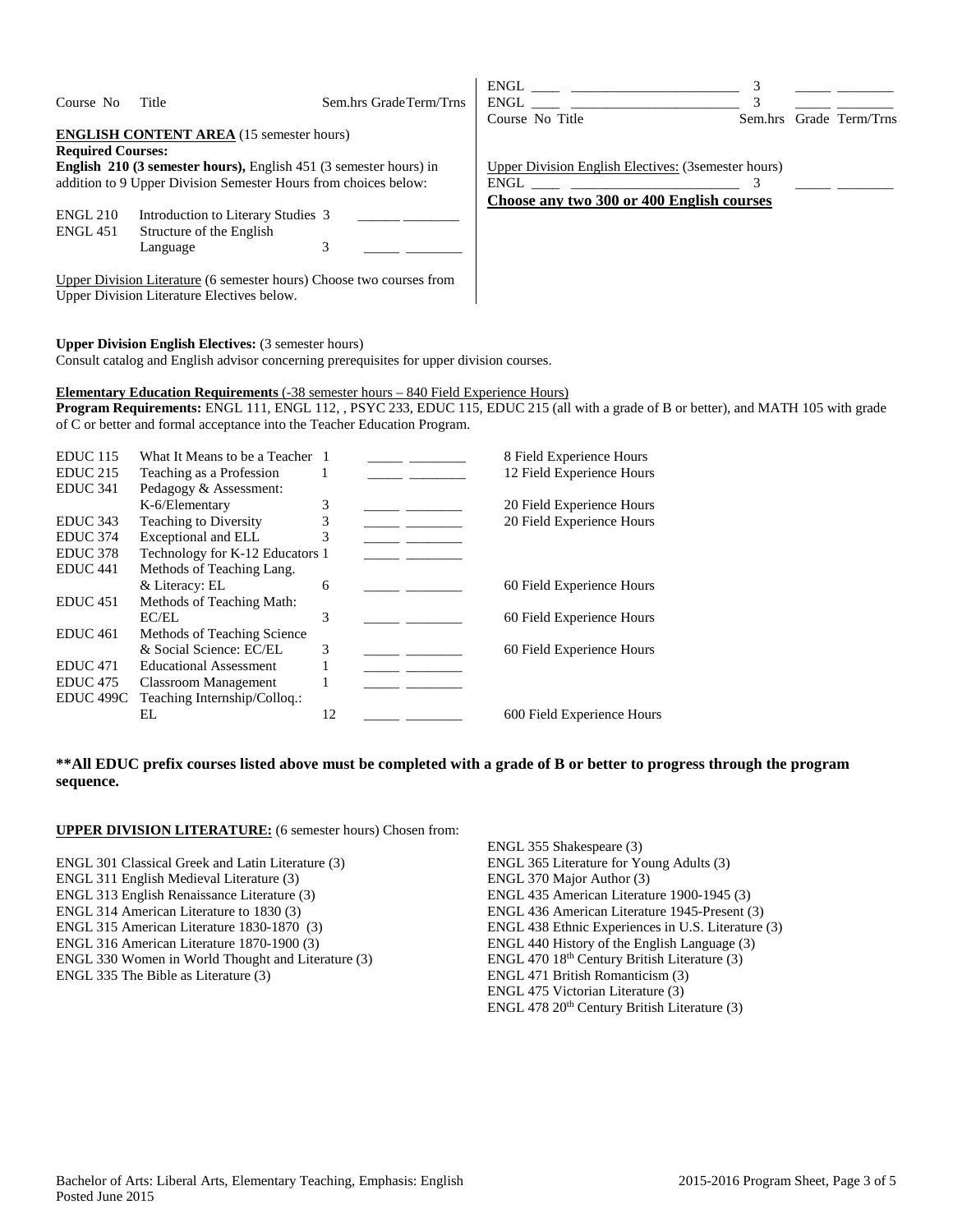| Course No | Title | Sem.hrs | Grade | Term/Trns |
|---|---|---|---|---|

**ENGLISH CONTENT AREA** (15 semester hours)

**Required Courses:**

**English 210 (3 semester hours),** English 451 (3 semester hours) in addition to 9 Upper Division Semester Hours from choices below:

| Course No | Title | Sem.hrs | Grade | Term/Trns |
|---|---|---|---|---|
| ENGL 210 | Introduction to Literary Studies | 3 | ______ | ________ |
| ENGL 451 | Structure of the English Language | 3 | ______ | ________ |

Upper Division Literature (6 semester hours) Choose two courses from Upper Division Literature Electives below.

| Course No | Title | Sem.hrs | Grade | Term/Trns |
|---|---|---|---|---|
| ENGL ____ | ________________________ | 3 | ______ | ________ |
| ENGL ____ | ________________________ | 3 | ______ | ________ |

Upper Division English Electives: (3semester hours)

| Course No | Title | Sem.hrs | Grade | Term/Trns |
|---|---|---|---|---|
| ENGL ____ | ________________________ | 3 | ______ | ________ |

**Choose any two 300 or 400 English courses**

**Upper Division English Electives:** (3 semester hours)

Consult catalog and English advisor concerning prerequisites for upper division courses.

**Elementary Education Requirements** (-38 semester hours – 840 Field Experience Hours)

**Program Requirements:** ENGL 111, ENGL 112, , PSYC 233, EDUC 115, EDUC 215 (all with a grade of B or better), and MATH 105 with grade of C or better and formal acceptance into the Teacher Education Program.

| Course No | Title | Sem.hrs | Grade | Term/Trns | Field Experience |
|---|---|---|---|---|---|
| EDUC 115 | What It Means to be a Teacher | 1 | ______ | ________ | 8 Field Experience Hours |
| EDUC 215 | Teaching as a Profession | 1 | ______ | ________ | 12 Field Experience Hours |
| EDUC 341 | Pedagogy & Assessment: K-6/Elementary | 3 | ______ | ________ | 20 Field Experience Hours |
| EDUC 343 | Teaching to Diversity | 3 | ______ | ________ | 20 Field Experience Hours |
| EDUC 374 | Exceptional and ELL | 3 | ______ | ________ | |
| EDUC 378 | Technology for K-12 Educators | 1 | ______ | ________ | |
| EDUC 441 | Methods of Teaching Lang. & Literacy: EL | 6 | ______ | ________ | 60 Field Experience Hours |
| EDUC 451 | Methods of Teaching Math: EC/EL | 3 | ______ | ________ | 60 Field Experience Hours |
| EDUC 461 | Methods of Teaching Science & Social Science: EC/EL | 3 | ______ | ________ | 60 Field Experience Hours |
| EDUC 471 | Educational Assessment | 1 | ______ | ________ | |
| EDUC 475 | Classroom Management | 1 | ______ | ________ | |
| EDUC 499C | Teaching Internship/Colloq.: EL | 12 | ______ | ________ | 600 Field Experience Hours |

**\*\*All EDUC prefix courses listed above must be completed with a grade of B or better to progress through the program sequence.**

**UPPER DIVISION LITERATURE:** (6 semester hours) Chosen from:

ENGL 301 Classical Greek and Latin Literature (3)
ENGL 311 English Medieval Literature (3)
ENGL 313 English Renaissance Literature (3)
ENGL 314 American Literature to 1830 (3)
ENGL 315 American Literature 1830-1870 (3)
ENGL 316 American Literature 1870-1900 (3)
ENGL 330 Women in World Thought and Literature (3)
ENGL 335 The Bible as Literature (3)
ENGL 355 Shakespeare (3)
ENGL 365 Literature for Young Adults (3)
ENGL 370 Major Author (3)
ENGL 435 American Literature 1900-1945 (3)
ENGL 436 American Literature 1945-Present (3)
ENGL 438 Ethnic Experiences in U.S. Literature (3)
ENGL 440 History of the English Language (3)
ENGL 470 18th Century British Literature (3)
ENGL 471 British Romanticism (3)
ENGL 475 Victorian Literature (3)
ENGL 478 20th Century British Literature (3)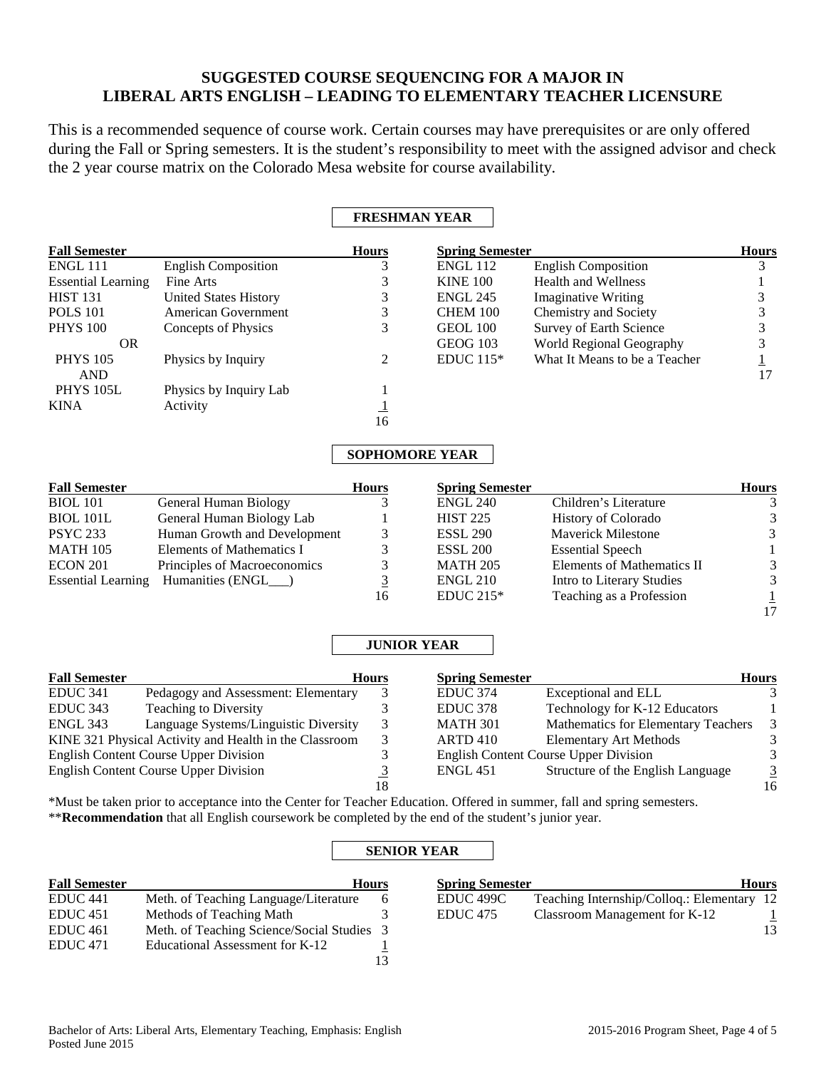# SUGGESTED COURSE SEQUENCING FOR A MAJOR IN LIBERAL ARTS ENGLISH – LEADING TO ELEMENTARY TEACHER LICENSURE

This is a recommended sequence of course work. Certain courses may have prerequisites or are only offered during the Fall or Spring semesters. It is the student's responsibility to meet with the assigned advisor and check the 2 year course matrix on the Colorado Mesa website for course availability.

## FRESHMAN YEAR

| Fall Semester | | Hours | Spring Semester | | Hours |
|---|---|---|---|---|---|
| ENGL 111 | English Composition | 3 | ENGL 112 | English Composition | 3 |
| Essential Learning | Fine Arts | 3 | KINE 100 | Health and Wellness | 1 |
| HIST 131 | United States History | 3 | ENGL 245 | Imaginative Writing | 3 |
| POLS 101 | American Government | 3 | CHEM 100 | Chemistry and Society | 3 |
| PHYS 100 | Concepts of Physics | 3 | GEOL 100 | Survey of Earth Science | 3 |
| OR | | | GEOG 103 | World Regional Geography | 3 |
| PHYS 105 | Physics by Inquiry | 2 | EDUC 115* | What It Means to be a Teacher | 1 |
| AND | | | | | 17 |
| PHYS 105L | Physics by Inquiry Lab | 1 | | | |
| KINA | Activity | 1 | | | |
| | | 16 | | | |

## SOPHOMORE YEAR

| Fall Semester | | Hours | Spring Semester | | Hours |
|---|---|---|---|---|---|
| BIOL 101 | General Human Biology | 3 | ENGL 240 | Children's Literature | 3 |
| BIOL 101L | General Human Biology Lab | 1 | HIST 225 | History of Colorado | 3 |
| PSYC 233 | Human Growth and Development | 3 | ESSL 290 | Maverick Milestone | 3 |
| MATH 105 | Elements of Mathematics I | 3 | ESSL 200 | Essential Speech | 1 |
| ECON 201 | Principles of Macroeconomics | 3 | MATH 205 | Elements of Mathematics II | 3 |
| Essential Learning | Humanities (ENGL___) | 3 | ENGL 210 | Intro to Literary Studies | 3 |
| | | 16 | EDUC 215* | Teaching as a Profession | 1 |
| | | | | | 17 |

## JUNIOR YEAR

| Fall Semester | | Hours | Spring Semester | | Hours |
|---|---|---|---|---|---|
| EDUC 341 | Pedagogy and Assessment: Elementary | 3 | EDUC 374 | Exceptional and ELL | 3 |
| EDUC 343 | Teaching to Diversity | 3 | EDUC 378 | Technology for K-12 Educators | 1 |
| ENGL 343 | Language Systems/Linguistic Diversity | 3 | MATH 301 | Mathematics for Elementary Teachers | 3 |
| KINE 321 | Physical Activity and Health in the Classroom | 3 | ARTD 410 | Elementary Art Methods | 3 |
| English Content Course Upper Division | | 3 | English Content Course Upper Division | | 3 |
| English Content Course Upper Division | | 3 | ENGL 451 | Structure of the English Language | 3 |
| | | 18 | | | 16 |

*Must be taken prior to acceptance into the Center for Teacher Education. Offered in summer, fall and spring semesters.

****Recommendation** that all English coursework be completed by the end of the student's junior year.

## SENIOR YEAR

| Fall Semester | | Hours | Spring Semester | | Hours |
|---|---|---|---|---|---|
| EDUC 441 | Meth. of Teaching Language/Literature | 6 | EDUC 499C | Teaching Internship/Colloq.: Elementary | 12 |
| EDUC 451 | Methods of Teaching Math | 3 | EDUC 475 | Classroom Management for K-12 | 1 |
| EDUC 461 | Meth. of Teaching Science/Social Studies | 3 | | | 13 |
| EDUC 471 | Educational Assessment for K-12 | 1 | | | |
| | | 13 | | | |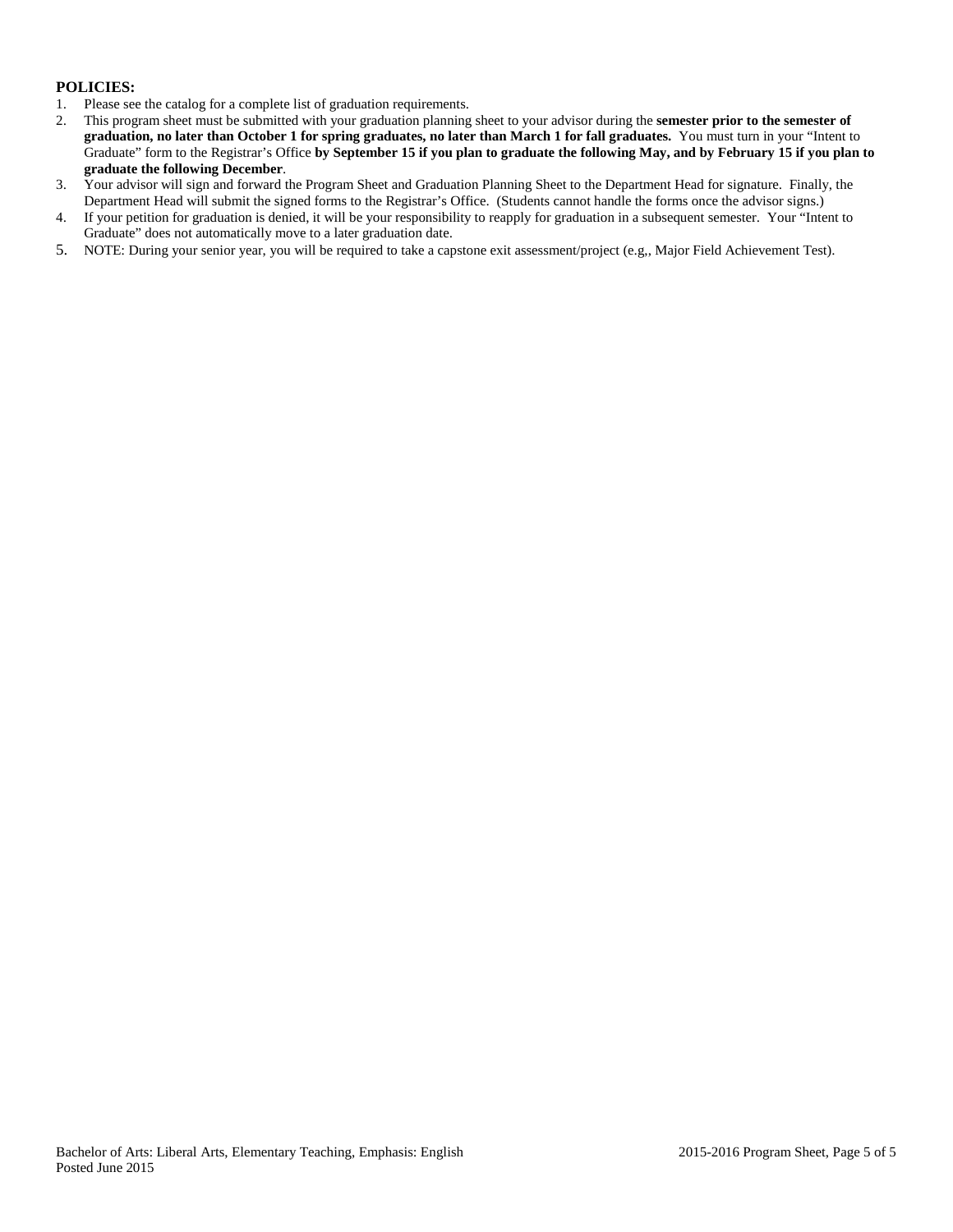**POLICIES:**

1. Please see the catalog for a complete list of graduation requirements.
2. This program sheet must be submitted with your graduation planning sheet to your advisor during the **semester prior to the semester of graduation, no later than October 1 for spring graduates, no later than March 1 for fall graduates.** You must turn in your "Intent to Graduate" form to the Registrar's Office **by September 15 if you plan to graduate the following May, and by February 15 if you plan to graduate the following December**.
3. Your advisor will sign and forward the Program Sheet and Graduation Planning Sheet to the Department Head for signature. Finally, the Department Head will submit the signed forms to the Registrar's Office. (Students cannot handle the forms once the advisor signs.)
4. If your petition for graduation is denied, it will be your responsibility to reapply for graduation in a subsequent semester. Your "Intent to Graduate" does not automatically move to a later graduation date.
5. NOTE: During your senior year, you will be required to take a capstone exit assessment/project (e.g,, Major Field Achievement Test).